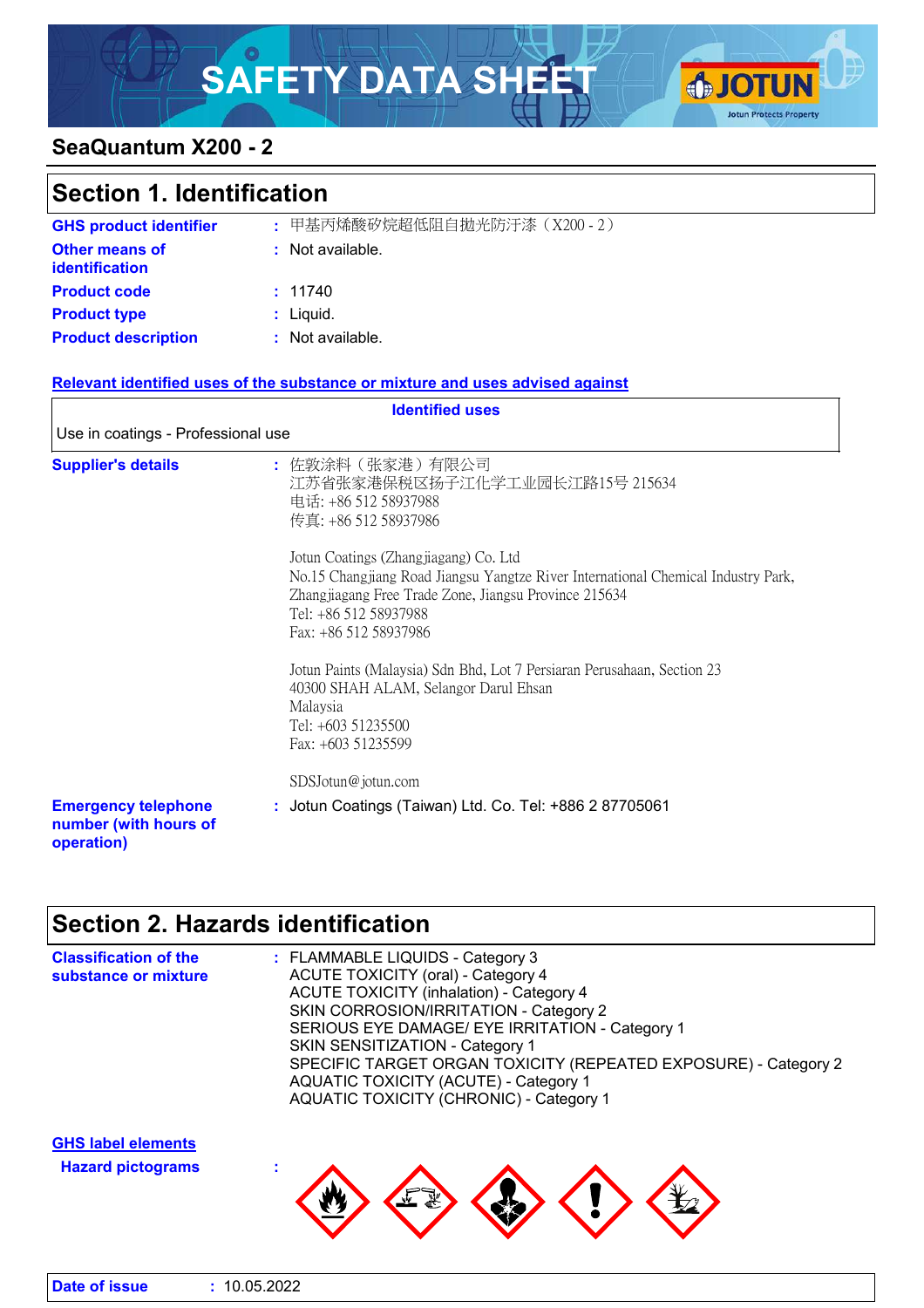# SAFETY DATA SHEET

## SeaQuantum X200 - 2

## Section 1. Identification

| | |
|---|---|
| **GHS product identifier** | : 甲基丙烯酸矽烷超低阻自拋光防汙漆（X200 - 2） |
| **Other means of identification** | : Not available. |
| **Product code** | : 11740 |
| **Product type** | : Liquid. |
| **Product description** | : Not available. |

**Relevant identified uses of the substance or mixture and uses advised against**

| Identified uses |
|---|
| Use in coatings - Professional use |

**Supplier's details** : 佐敦涂料（张家港）有限公司
江苏省张家港保税区扬子江化学工业园长江路15号 215634
电话: +86 512 58937988
传真: +86 512 58937986

Jotun Coatings (Zhangjiagang) Co. Ltd
No.15 Changjiang Road Jiangsu Yangtze River International Chemical Industry Park, Zhangjiagang Free Trade Zone, Jiangsu Province 215634
Tel: +86 512 58937988
Fax: +86 512 58937986

Jotun Paints (Malaysia) Sdn Bhd, Lot 7 Persiaran Perusahaan, Section 23
40300 SHAH ALAM, Selangor Darul Ehsan
Malaysia
Tel: +603 51235500
Fax: +603 51235599

SDSJotun@jotun.com

**Emergency telephone number (with hours of operation)** : Jotun Coatings (Taiwan) Ltd. Co. Tel: +886 2 87705061

## Section 2. Hazards identification

**Classification of the substance or mixture** :
FLAMMABLE LIQUIDS - Category 3
ACUTE TOXICITY (oral) - Category 4
ACUTE TOXICITY (inhalation) - Category 4
SKIN CORROSION/IRRITATION - Category 2
SERIOUS EYE DAMAGE/ EYE IRRITATION - Category 1
SKIN SENSITIZATION - Category 1
SPECIFIC TARGET ORGAN TOXICITY (REPEATED EXPOSURE) - Category 2
AQUATIC TOXICITY (ACUTE) - Category 1
AQUATIC TOXICITY (CHRONIC) - Category 1

**GHS label elements**

**Hazard pictograms** :

**Date of issue** : 10.05.2022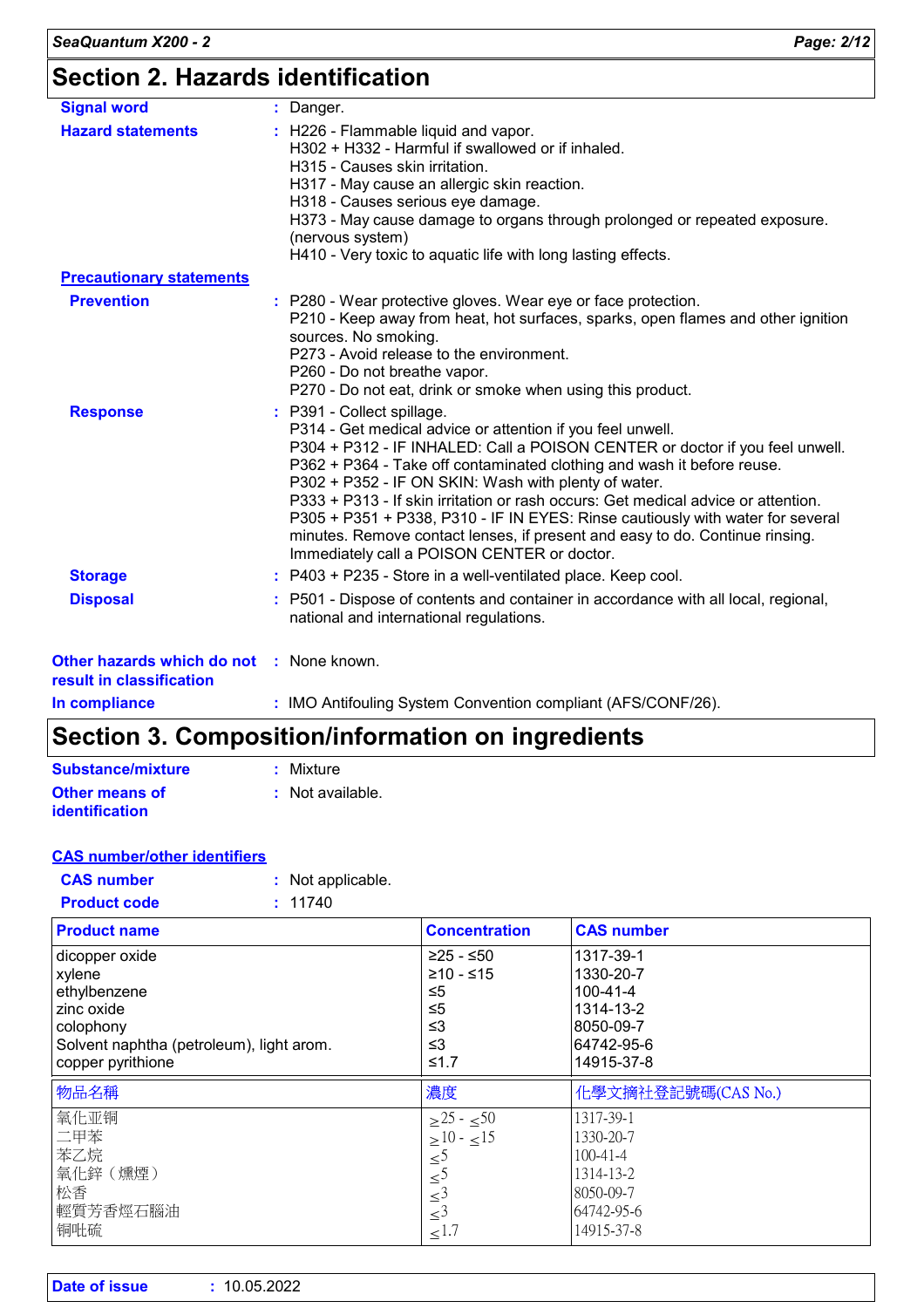## Section 2. Hazards identification

**Signal word** : Danger.

**Hazard statements** : H226 - Flammable liquid and vapor.
H302 + H332 - Harmful if swallowed or if inhaled.
H315 - Causes skin irritation.
H317 - May cause an allergic skin reaction.
H318 - Causes serious eye damage.
H373 - May cause damage to organs through prolonged or repeated exposure. (nervous system)
H410 - Very toxic to aquatic life with long lasting effects.

**Precautionary statements**

**Prevention** : P280 - Wear protective gloves. Wear eye or face protection.
P210 - Keep away from heat, hot surfaces, sparks, open flames and other ignition sources. No smoking.
P273 - Avoid release to the environment.
P260 - Do not breathe vapor.
P270 - Do not eat, drink or smoke when using this product.

**Response** : P391 - Collect spillage.
P314 - Get medical advice or attention if you feel unwell.
P304 + P312 - IF INHALED: Call a POISON CENTER or doctor if you feel unwell.
P362 + P364 - Take off contaminated clothing and wash it before reuse.
P302 + P352 - IF ON SKIN: Wash with plenty of water.
P333 + P313 - If skin irritation or rash occurs: Get medical advice or attention.
P305 + P351 + P338, P310 - IF IN EYES: Rinse cautiously with water for several minutes. Remove contact lenses, if present and easy to do. Continue rinsing. Immediately call a POISON CENTER or doctor.

**Storage** : P403 + P235 - Store in a well-ventilated place. Keep cool.

**Disposal** : P501 - Dispose of contents and container in accordance with all local, regional, national and international regulations.

**Other hazards which do not result in classification** : None known.

**In compliance** : IMO Antifouling System Convention compliant (AFS/CONF/26).

## Section 3. Composition/information on ingredients

**Substance/mixture** : Mixture

**Other means of identification** : Not available.

**CAS number/other identifiers**

**CAS number** : Not applicable.

**Product code** : 11740

| Product name | Concentration | CAS number |
|---|---|---|
| dicopper oxide | ≥25 - ≤50 | 1317-39-1 |
| xylene | ≥10 - ≤15 | 1330-20-7 |
| ethylbenzene | ≤5 | 100-41-4 |
| zinc oxide | ≤5 | 1314-13-2 |
| colophony | ≤3 | 8050-09-7 |
| Solvent naphtha (petroleum), light arom. | ≤3 | 64742-95-6 |
| copper pyrithione | ≤1.7 | 14915-37-8 |

| 物品名稱 | 濃度 | 化學文摘社登記號碼(CAS No.) |
|---|---|---|
| 氧化亚铜 | ≥25 - ≤50 | 1317-39-1 |
| 二甲苯 | ≥10 - ≤15 | 1330-20-7 |
| 苯乙烷 | ≤5 | 100-41-4 |
| 氧化鋅（燻煙） | ≤5 | 1314-13-2 |
| 松香 | ≤3 | 8050-09-7 |
| 輕質芳香烴石腦油 | ≤3 | 64742-95-6 |
| 铜吡硫 | ≤1.7 | 14915-37-8 |

**Date of issue** : 10.05.2022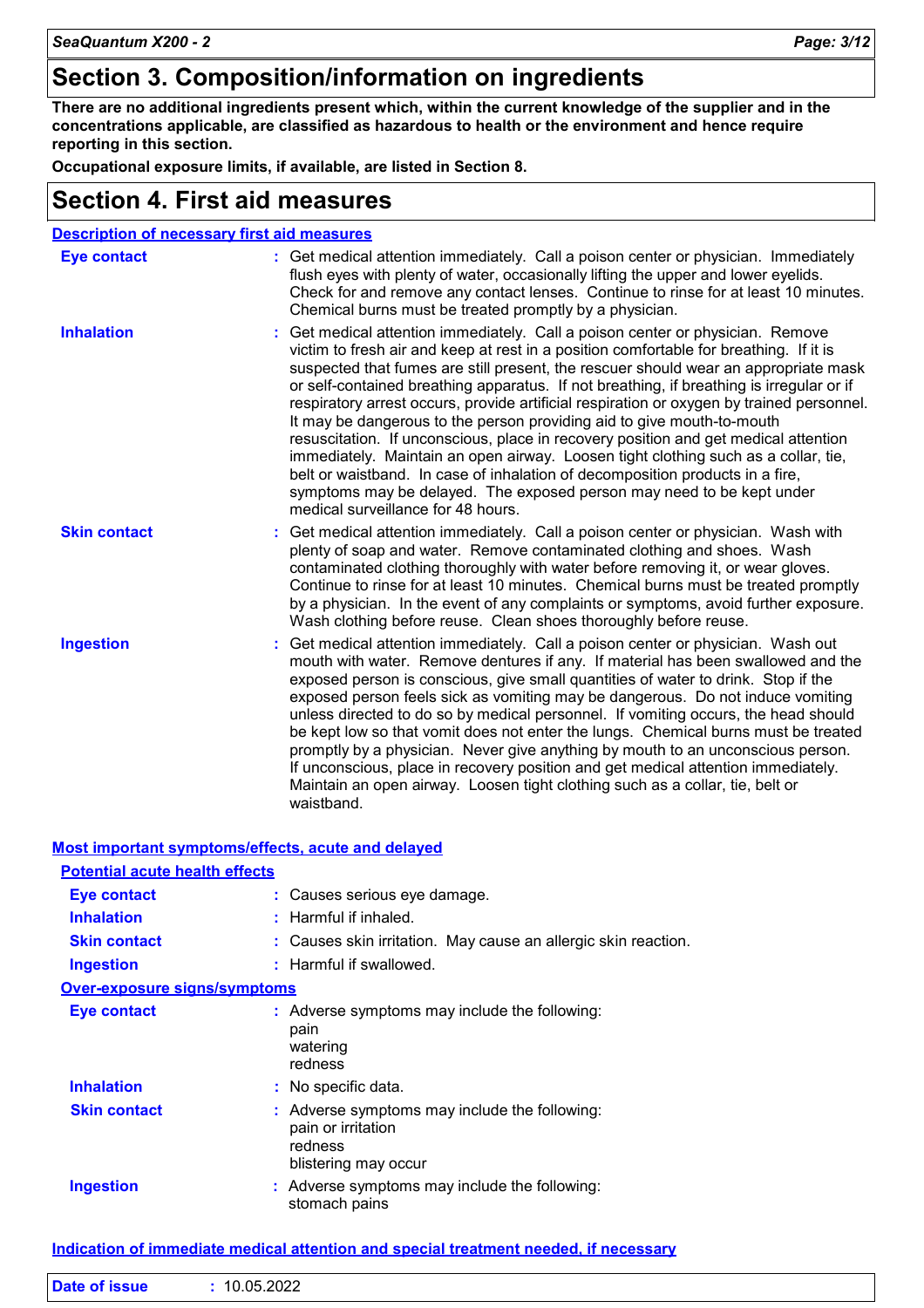# Section 3. Composition/information on ingredients

**There are no additional ingredients present which, within the current knowledge of the supplier and in the concentrations applicable, are classified as hazardous to health or the environment and hence require reporting in this section.**

**Occupational exposure limits, if available, are listed in Section 8.**

# Section 4. First aid measures

## Description of necessary first aid measures

**Eye contact** : Get medical attention immediately. Call a poison center or physician. Immediately flush eyes with plenty of water, occasionally lifting the upper and lower eyelids. Check for and remove any contact lenses. Continue to rinse for at least 10 minutes. Chemical burns must be treated promptly by a physician.

**Inhalation** : Get medical attention immediately. Call a poison center or physician. Remove victim to fresh air and keep at rest in a position comfortable for breathing. If it is suspected that fumes are still present, the rescuer should wear an appropriate mask or self-contained breathing apparatus. If not breathing, if breathing is irregular or if respiratory arrest occurs, provide artificial respiration or oxygen by trained personnel. It may be dangerous to the person providing aid to give mouth-to-mouth resuscitation. If unconscious, place in recovery position and get medical attention immediately. Maintain an open airway. Loosen tight clothing such as a collar, tie, belt or waistband. In case of inhalation of decomposition products in a fire, symptoms may be delayed. The exposed person may need to be kept under medical surveillance for 48 hours.

**Skin contact** : Get medical attention immediately. Call a poison center or physician. Wash with plenty of soap and water. Remove contaminated clothing and shoes. Wash contaminated clothing thoroughly with water before removing it, or wear gloves. Continue to rinse for at least 10 minutes. Chemical burns must be treated promptly by a physician. In the event of any complaints or symptoms, avoid further exposure. Wash clothing before reuse. Clean shoes thoroughly before reuse.

**Ingestion** : Get medical attention immediately. Call a poison center or physician. Wash out mouth with water. Remove dentures if any. If material has been swallowed and the exposed person is conscious, give small quantities of water to drink. Stop if the exposed person feels sick as vomiting may be dangerous. Do not induce vomiting unless directed to do so by medical personnel. If vomiting occurs, the head should be kept low so that vomit does not enter the lungs. Chemical burns must be treated promptly by a physician. Never give anything by mouth to an unconscious person. If unconscious, place in recovery position and get medical attention immediately. Maintain an open airway. Loosen tight clothing such as a collar, tie, belt or waistband.

## Most important symptoms/effects, acute and delayed

### Potential acute health effects

**Eye contact** : Causes serious eye damage.

**Inhalation** : Harmful if inhaled.

**Skin contact** : Causes skin irritation. May cause an allergic skin reaction.

**Ingestion** : Harmful if swallowed.

### Over-exposure signs/symptoms

**Eye contact** : Adverse symptoms may include the following:
pain
watering
redness

**Inhalation** : No specific data.

**Skin contact** : Adverse symptoms may include the following:
pain or irritation
redness
blistering may occur

**Ingestion** : Adverse symptoms may include the following:
stomach pains

## Indication of immediate medical attention and special treatment needed, if necessary

**Date of issue** : 10.05.2022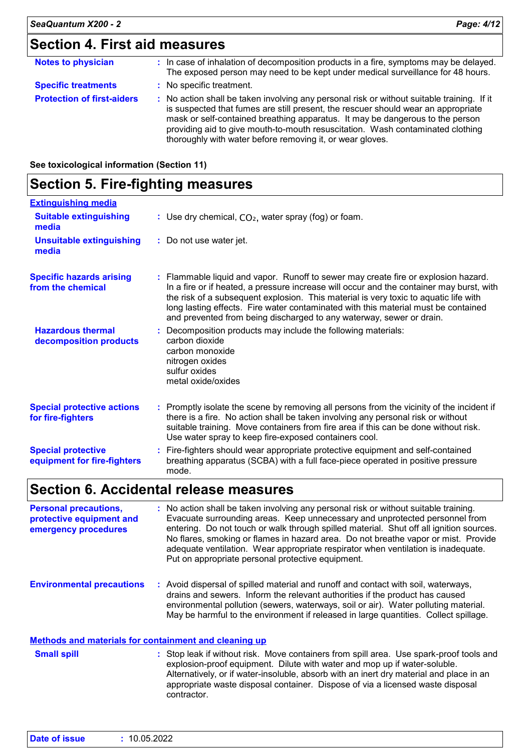## Section 4. First aid measures

**Notes to physician** : In case of inhalation of decomposition products in a fire, symptoms may be delayed. The exposed person may need to be kept under medical surveillance for 48 hours.

**Specific treatments** : No specific treatment.

**Protection of first-aiders** : No action shall be taken involving any personal risk or without suitable training. If it is suspected that fumes are still present, the rescuer should wear an appropriate mask or self-contained breathing apparatus. It may be dangerous to the person providing aid to give mouth-to-mouth resuscitation. Wash contaminated clothing thoroughly with water before removing it, or wear gloves.

**See toxicological information (Section 11)**

## Section 5. Fire-fighting measures

**Extinguishing media**

**Suitable extinguishing media** : Use dry chemical, $CO_2$, water spray (fog) or foam.

**Unsuitable extinguishing media** : Do not use water jet.

**Specific hazards arising from the chemical** : Flammable liquid and vapor. Runoff to sewer may create fire or explosion hazard. In a fire or if heated, a pressure increase will occur and the container may burst, with the risk of a subsequent explosion. This material is very toxic to aquatic life with long lasting effects. Fire water contaminated with this material must be contained and prevented from being discharged to any waterway, sewer or drain.

**Hazardous thermal decomposition products** : Decomposition products may include the following materials:
carbon dioxide
carbon monoxide
nitrogen oxides
sulfur oxides
metal oxide/oxides

**Special protective actions for fire-fighters** : Promptly isolate the scene by removing all persons from the vicinity of the incident if there is a fire. No action shall be taken involving any personal risk or without suitable training. Move containers from fire area if this can be done without risk. Use water spray to keep fire-exposed containers cool.

**Special protective equipment for fire-fighters** : Fire-fighters should wear appropriate protective equipment and self-contained breathing apparatus (SCBA) with a full face-piece operated in positive pressure mode.

## Section 6. Accidental release measures

**Personal precautions, protective equipment and emergency procedures** : No action shall be taken involving any personal risk or without suitable training. Evacuate surrounding areas. Keep unnecessary and unprotected personnel from entering. Do not touch or walk through spilled material. Shut off all ignition sources. No flares, smoking or flames in hazard area. Do not breathe vapor or mist. Provide adequate ventilation. Wear appropriate respirator when ventilation is inadequate. Put on appropriate personal protective equipment.

**Environmental precautions** : Avoid dispersal of spilled material and runoff and contact with soil, waterways, drains and sewers. Inform the relevant authorities if the product has caused environmental pollution (sewers, waterways, soil or air). Water polluting material. May be harmful to the environment if released in large quantities. Collect spillage.

**Methods and materials for containment and cleaning up**

**Small spill** : Stop leak if without risk. Move containers from spill area. Use spark-proof tools and explosion-proof equipment. Dilute with water and mop up if water-soluble. Alternatively, or if water-insoluble, absorb with an inert dry material and place in an appropriate waste disposal container. Dispose of via a licensed waste disposal contractor.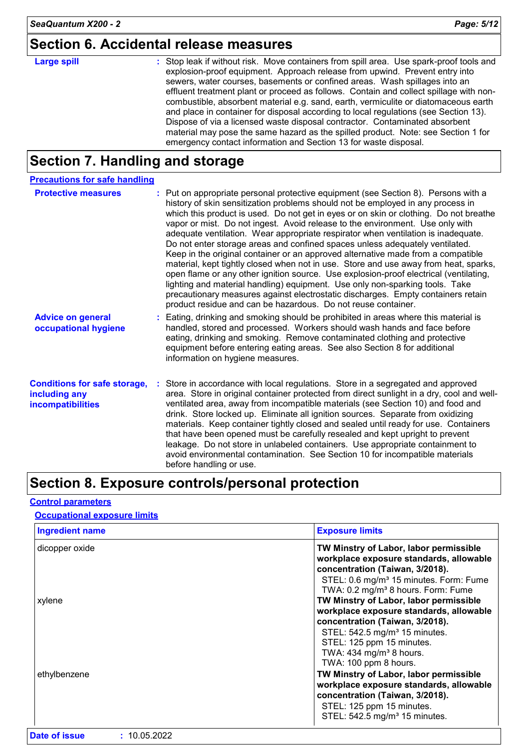## Section 6. Accidental release measures

**Large spill** : Stop leak if without risk. Move containers from spill area. Use spark-proof tools and explosion-proof equipment. Approach release from upwind. Prevent entry into sewers, water courses, basements or confined areas. Wash spillages into an effluent treatment plant or proceed as follows. Contain and collect spillage with non-combustible, absorbent material e.g. sand, earth, vermiculite or diatomaceous earth and place in container for disposal according to local regulations (see Section 13). Dispose of via a licensed waste disposal contractor. Contaminated absorbent material may pose the same hazard as the spilled product. Note: see Section 1 for emergency contact information and Section 13 for waste disposal.

## Section 7. Handling and storage

### Precautions for safe handling

**Protective measures** : Put on appropriate personal protective equipment (see Section 8). Persons with a history of skin sensitization problems should not be employed in any process in which this product is used. Do not get in eyes or on skin or clothing. Do not breathe vapor or mist. Do not ingest. Avoid release to the environment. Use only with adequate ventilation. Wear appropriate respirator when ventilation is inadequate. Do not enter storage areas and confined spaces unless adequately ventilated. Keep in the original container or an approved alternative made from a compatible material, kept tightly closed when not in use. Store and use away from heat, sparks, open flame or any other ignition source. Use explosion-proof electrical (ventilating, lighting and material handling) equipment. Use only non-sparking tools. Take precautionary measures against electrostatic discharges. Empty containers retain product residue and can be hazardous. Do not reuse container.

**Advice on general occupational hygiene** : Eating, drinking and smoking should be prohibited in areas where this material is handled, stored and processed. Workers should wash hands and face before eating, drinking and smoking. Remove contaminated clothing and protective equipment before entering eating areas. See also Section 8 for additional information on hygiene measures.

**Conditions for safe storage, including any incompatibilities** : Store in accordance with local regulations. Store in a segregated and approved area. Store in original container protected from direct sunlight in a dry, cool and well-ventilated area, away from incompatible materials (see Section 10) and food and drink. Store locked up. Eliminate all ignition sources. Separate from oxidizing materials. Keep container tightly closed and sealed until ready for use. Containers that have been opened must be carefully resealed and kept upright to prevent leakage. Do not store in unlabeled containers. Use appropriate containment to avoid environmental contamination. See Section 10 for incompatible materials before handling or use.

## Section 8. Exposure controls/personal protection

### Control parameters

#### Occupational exposure limits

| Ingredient name | Exposure limits |
|---|---|
| dicopper oxide | **TW Minstry of Labor, labor permissible workplace exposure standards, allowable concentration (Taiwan, 3/2018).**<br>STEL: 0.6 mg/m³ 15 minutes. Form: Fume<br>TWA: 0.2 mg/m³ 8 hours. Form: Fume |
| xylene | **TW Minstry of Labor, labor permissible workplace exposure standards, allowable concentration (Taiwan, 3/2018).**<br>STEL: 542.5 mg/m³ 15 minutes.<br>STEL: 125 ppm 15 minutes.<br>TWA: 434 mg/m³ 8 hours.<br>TWA: 100 ppm 8 hours. |
| ethylbenzene | **TW Minstry of Labor, labor permissible workplace exposure standards, allowable concentration (Taiwan, 3/2018).**<br>STEL: 125 ppm 15 minutes.<br>STEL: 542.5 mg/m³ 15 minutes. |

**Date of issue** : 10.05.2022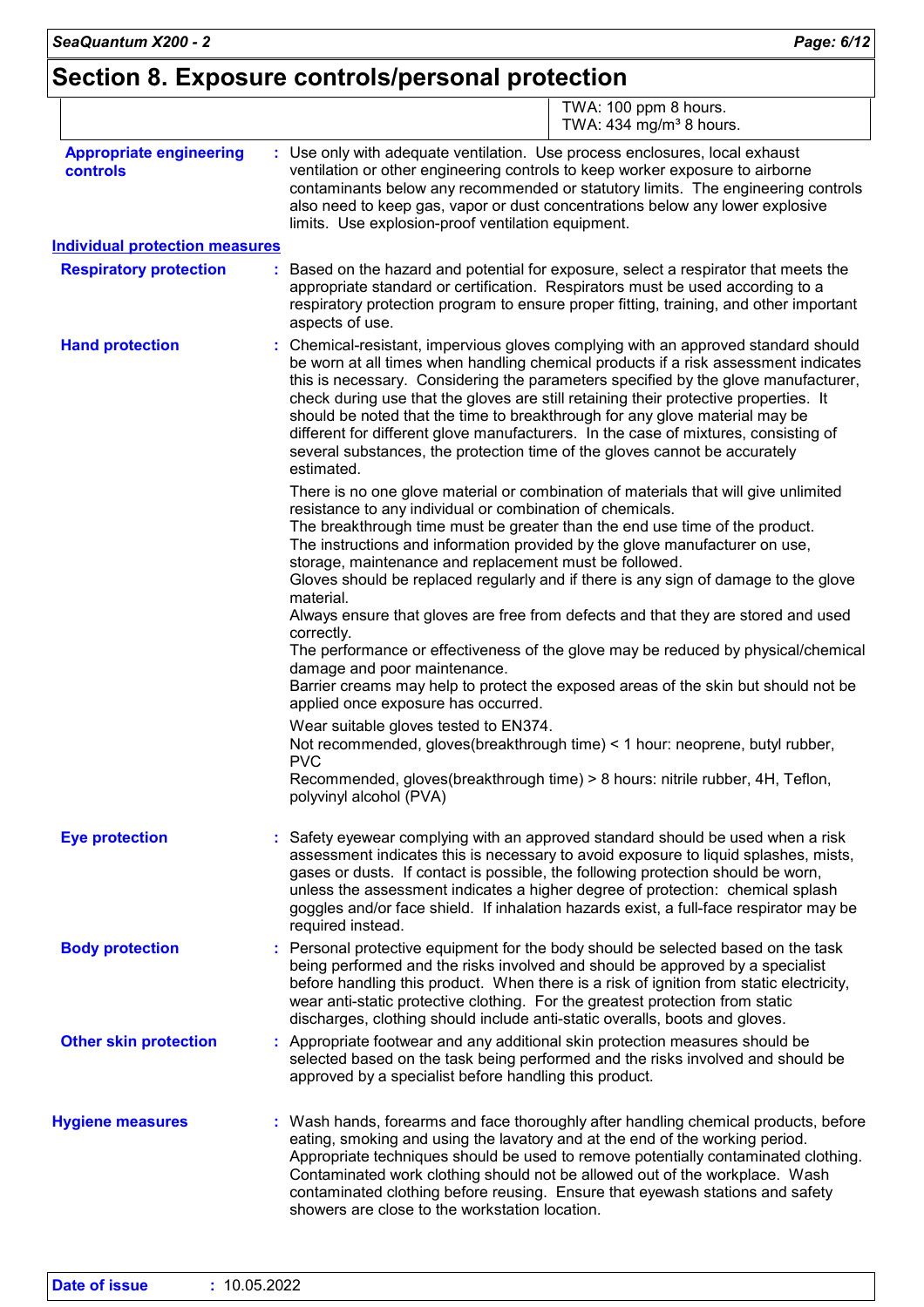# Section 8. Exposure controls/personal protection

| | |
|---|---|
| | TWA: 100 ppm 8 hours.<br>TWA: 434 mg/m³ 8 hours. |

**Appropriate engineering controls** : Use only with adequate ventilation. Use process enclosures, local exhaust ventilation or other engineering controls to keep worker exposure to airborne contaminants below any recommended or statutory limits. The engineering controls also need to keep gas, vapor or dust concentrations below any lower explosive limits. Use explosion-proof ventilation equipment.

## Individual protection measures

**Respiratory protection** : Based on the hazard and potential for exposure, select a respirator that meets the appropriate standard or certification. Respirators must be used according to a respiratory protection program to ensure proper fitting, training, and other important aspects of use.

**Hand protection** : Chemical-resistant, impervious gloves complying with an approved standard should be worn at all times when handling chemical products if a risk assessment indicates this is necessary. Considering the parameters specified by the glove manufacturer, check during use that the gloves are still retaining their protective properties. It should be noted that the time to breakthrough for any glove material may be different for different glove manufacturers. In the case of mixtures, consisting of several substances, the protection time of the gloves cannot be accurately estimated.

There is no one glove material or combination of materials that will give unlimited resistance to any individual or combination of chemicals.
The breakthrough time must be greater than the end use time of the product.
The instructions and information provided by the glove manufacturer on use, storage, maintenance and replacement must be followed.
Gloves should be replaced regularly and if there is any sign of damage to the glove material.
Always ensure that gloves are free from defects and that they are stored and used correctly.
The performance or effectiveness of the glove may be reduced by physical/chemical damage and poor maintenance.
Barrier creams may help to protect the exposed areas of the skin but should not be applied once exposure has occurred.

Wear suitable gloves tested to EN374.
Not recommended, gloves(breakthrough time) < 1 hour: neoprene, butyl rubber, PVC
Recommended, gloves(breakthrough time) > 8 hours: nitrile rubber, 4H, Teflon, polyvinyl alcohol (PVA)

**Eye protection** : Safety eyewear complying with an approved standard should be used when a risk assessment indicates this is necessary to avoid exposure to liquid splashes, mists, gases or dusts. If contact is possible, the following protection should be worn, unless the assessment indicates a higher degree of protection: chemical splash goggles and/or face shield. If inhalation hazards exist, a full-face respirator may be required instead.

**Body protection** : Personal protective equipment for the body should be selected based on the task being performed and the risks involved and should be approved by a specialist before handling this product. When there is a risk of ignition from static electricity, wear anti-static protective clothing. For the greatest protection from static discharges, clothing should include anti-static overalls, boots and gloves.

**Other skin protection** : Appropriate footwear and any additional skin protection measures should be selected based on the task being performed and the risks involved and should be approved by a specialist before handling this product.

**Hygiene measures** : Wash hands, forearms and face thoroughly after handling chemical products, before eating, smoking and using the lavatory and at the end of the working period. Appropriate techniques should be used to remove potentially contaminated clothing. Contaminated work clothing should not be allowed out of the workplace. Wash contaminated clothing before reusing. Ensure that eyewash stations and safety showers are close to the workstation location.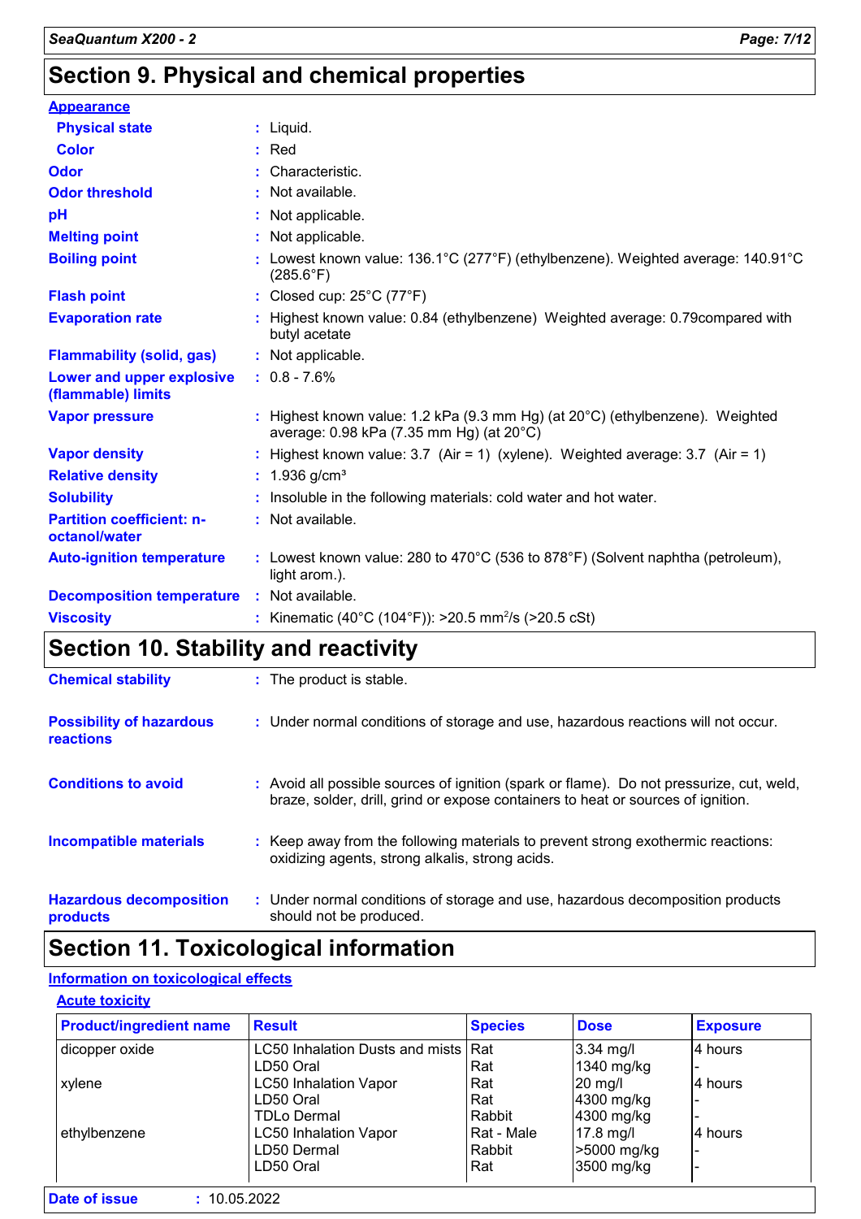# Section 9. Physical and chemical properties

**Appearance**

| | | |
|---|---|---|
| **Physical state** | : | Liquid. |
| **Color** | : | Red |
| **Odor** | : | Characteristic. |
| **Odor threshold** | : | Not available. |
| **pH** | : | Not applicable. |
| **Melting point** | : | Not applicable. |
| **Boiling point** | : | Lowest known value: 136.1°C (277°F) (ethylbenzene). Weighted average: 140.91°C (285.6°F) |
| **Flash point** | : | Closed cup: 25°C (77°F) |
| **Evaporation rate** | : | Highest known value: 0.84 (ethylbenzene) Weighted average: 0.79compared with butyl acetate |
| **Flammability (solid, gas)** | : | Not applicable. |
| **Lower and upper explosive (flammable) limits** | : | 0.8 - 7.6% |
| **Vapor pressure** | : | Highest known value: 1.2 kPa (9.3 mm Hg) (at 20°C) (ethylbenzene). Weighted average: 0.98 kPa (7.35 mm Hg) (at 20°C) |
| **Vapor density** | : | Highest known value: 3.7 (Air = 1) (xylene). Weighted average: 3.7 (Air = 1) |
| **Relative density** | : | 1.936 g/cm³ |
| **Solubility** | : | Insoluble in the following materials: cold water and hot water. |
| **Partition coefficient: n-octanol/water** | : | Not available. |
| **Auto-ignition temperature** | : | Lowest known value: 280 to 470°C (536 to 878°F) (Solvent naphtha (petroleum), light arom.). |
| **Decomposition temperature** | : | Not available. |
| **Viscosity** | : | Kinematic (40°C (104°F)): >20.5 $mm^2/s$ (>20.5 cSt) |

# Section 10. Stability and reactivity

| | | |
|---|---|---|
| **Chemical stability** | : | The product is stable. |
| **Possibility of hazardous reactions** | : | Under normal conditions of storage and use, hazardous reactions will not occur. |
| **Conditions to avoid** | : | Avoid all possible sources of ignition (spark or flame). Do not pressurize, cut, weld, braze, solder, drill, grind or expose containers to heat or sources of ignition. |
| **Incompatible materials** | : | Keep away from the following materials to prevent strong exothermic reactions: oxidizing agents, strong alkalis, strong acids. |
| **Hazardous decomposition products** | : | Under normal conditions of storage and use, hazardous decomposition products should not be produced. |

# Section 11. Toxicological information

## Information on toxicological effects

### Acute toxicity

| Product/ingredient name | Result | Species | Dose | Exposure |
|---|---|---|---|---|
| dicopper oxide | LC50 Inhalation Dusts and mists | Rat | 3.34 mg/l | 4 hours |
| | LD50 Oral | Rat | 1340 mg/kg | - |
| xylene | LC50 Inhalation Vapor | Rat | 20 mg/l | 4 hours |
| | LD50 Oral | Rat | 4300 mg/kg | - |
| | TDLo Dermal | Rabbit | 4300 mg/kg | - |
| ethylbenzene | LC50 Inhalation Vapor | Rat - Male | 17.8 mg/l | 4 hours |
| | LD50 Dermal | Rabbit | >5000 mg/kg | - |
| | LD50 Oral | Rat | 3500 mg/kg | - |

**Date of issue** : 10.05.2022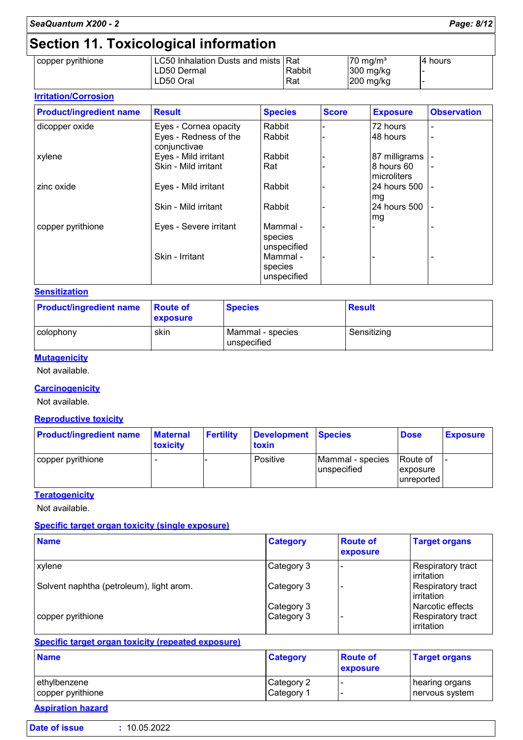# Section 11. Toxicological information

| | | | | |
|---|---|---|---|---|
| copper pyrithione | LC50 Inhalation Dusts and mists | Rat | 70 mg/m³ | 4 hours |
| | LD50 Dermal | Rabbit | 300 mg/kg | - |
| | LD50 Oral | Rat | 200 mg/kg | - |

**Irritation/Corrosion**

| Product/ingredient name | Result | Species | Score | Exposure | Observation |
|---|---|---|---|---|---|
| dicopper oxide | Eyes - Cornea opacity | Rabbit | - | 72 hours | - |
| | Eyes - Redness of the conjunctivae | Rabbit | - | 48 hours | - |
| xylene | Eyes - Mild irritant | Rabbit | - | 87 milligrams | - |
| | Skin - Mild irritant | Rat | - | 8 hours 60 microliters | - |
| zinc oxide | Eyes - Mild irritant | Rabbit | - | 24 hours 500 mg | - |
| | Skin - Mild irritant | Rabbit | - | 24 hours 500 mg | - |
| copper pyrithione | Eyes - Severe irritant | Mammal - species unspecified | - | - | - |
| | Skin - Irritant | Mammal - species unspecified | - | - | - |

**Sensitization**

| Product/ingredient name | Route of exposure | Species | Result |
|---|---|---|---|
| colophony | skin | Mammal - species unspecified | Sensitizing |

**Mutagenicity**

Not available.

**Carcinogenicity**

Not available.

**Reproductive toxicity**

| Product/ingredient name | Maternal toxicity | Fertility | Development toxin | Species | Dose | Exposure |
|---|---|---|---|---|---|---|
| copper pyrithione | - | - | Positive | Mammal - species unspecified | Route of exposure unreported | - |

**Teratogenicity**

Not available.

**Specific target organ toxicity (single exposure)**

| Name | Category | Route of exposure | Target organs |
|---|---|---|---|
| xylene | Category 3 | - | Respiratory tract irritation |
| Solvent naphtha (petroleum), light arom. | Category 3 | - | Respiratory tract irritation |
| | Category 3 | | Narcotic effects |
| copper pyrithione | Category 3 | - | Respiratory tract irritation |

**Specific target organ toxicity (repeated exposure)**

| Name | Category | Route of exposure | Target organs |
|---|---|---|---|
| ethylbenzene | Category 2 | - | hearing organs |
| copper pyrithione | Category 1 | - | nervous system |

**Aspiration hazard**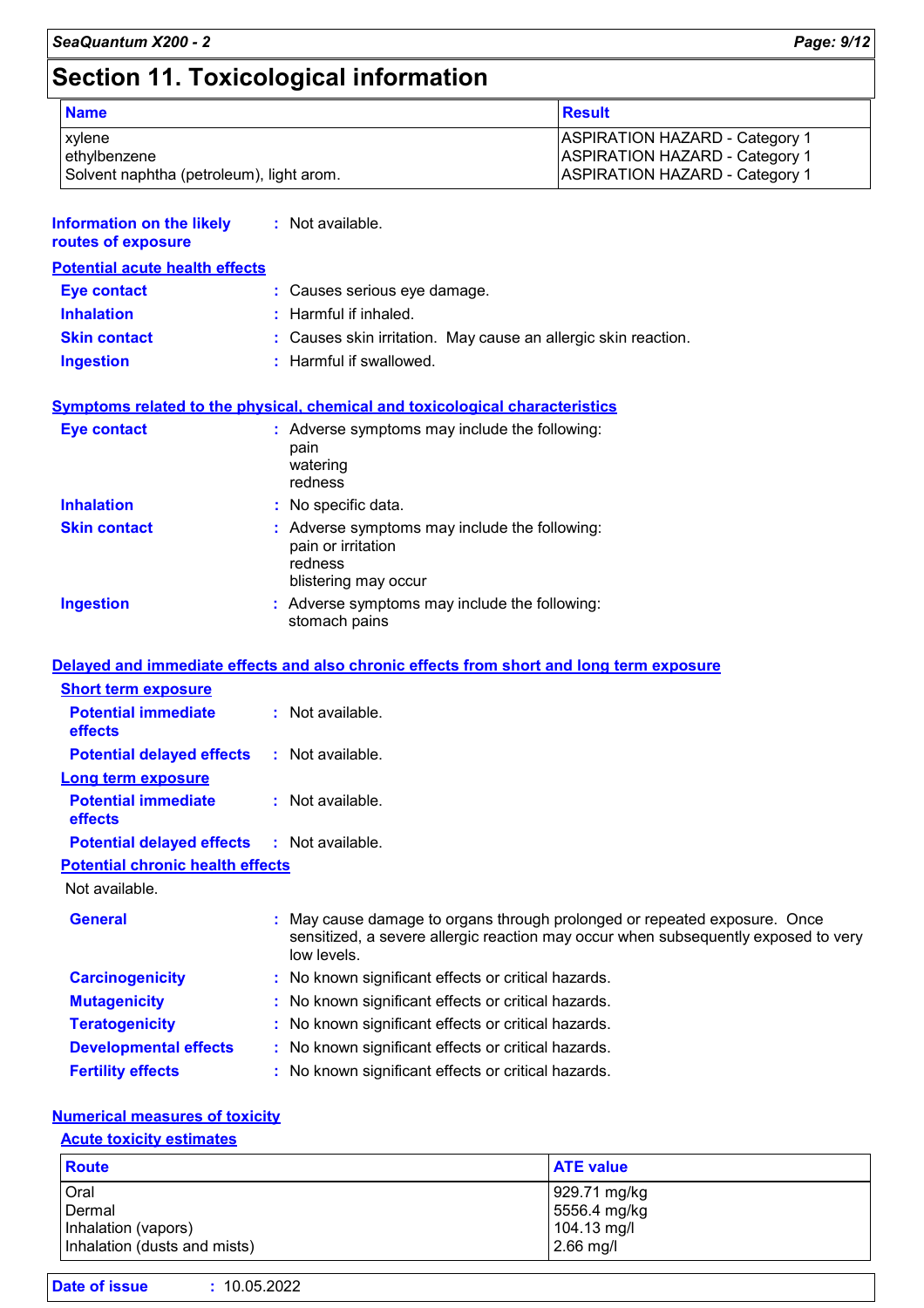# Section 11. Toxicological information

| Name | Result |
|---|---|
| xylene | ASPIRATION HAZARD - Category 1 |
| ethylbenzene | ASPIRATION HAZARD - Category 1 |
| Solvent naphtha (petroleum), light arom. | ASPIRATION HAZARD - Category 1 |

**Information on the likely routes of exposure** : Not available.

## Potential acute health effects

**Eye contact** : Causes serious eye damage.

**Inhalation** : Harmful if inhaled.

**Skin contact** : Causes skin irritation. May cause an allergic skin reaction.

**Ingestion** : Harmful if swallowed.

## Symptoms related to the physical, chemical and toxicological characteristics

**Eye contact** : Adverse symptoms may include the following:
pain
watering
redness

**Inhalation** : No specific data.

**Skin contact** : Adverse symptoms may include the following:
pain or irritation
redness
blistering may occur

**Ingestion** : Adverse symptoms may include the following:
stomach pains

## Delayed and immediate effects and also chronic effects from short and long term exposure

### Short term exposure

**Potential immediate effects** : Not available.

**Potential delayed effects** : Not available.

### Long term exposure

**Potential immediate effects** : Not available.

**Potential delayed effects** : Not available.

### Potential chronic health effects

Not available.

**General** : May cause damage to organs through prolonged or repeated exposure. Once sensitized, a severe allergic reaction may occur when subsequently exposed to very low levels.

**Carcinogenicity** : No known significant effects or critical hazards.

**Mutagenicity** : No known significant effects or critical hazards.

**Teratogenicity** : No known significant effects or critical hazards.

**Developmental effects** : No known significant effects or critical hazards.

**Fertility effects** : No known significant effects or critical hazards.

## Numerical measures of toxicity

### Acute toxicity estimates

| Route | ATE value |
|---|---|
| Oral | 929.71 mg/kg |
| Dermal | 5556.4 mg/kg |
| Inhalation (vapors) | 104.13 mg/l |
| Inhalation (dusts and mists) | 2.66 mg/l |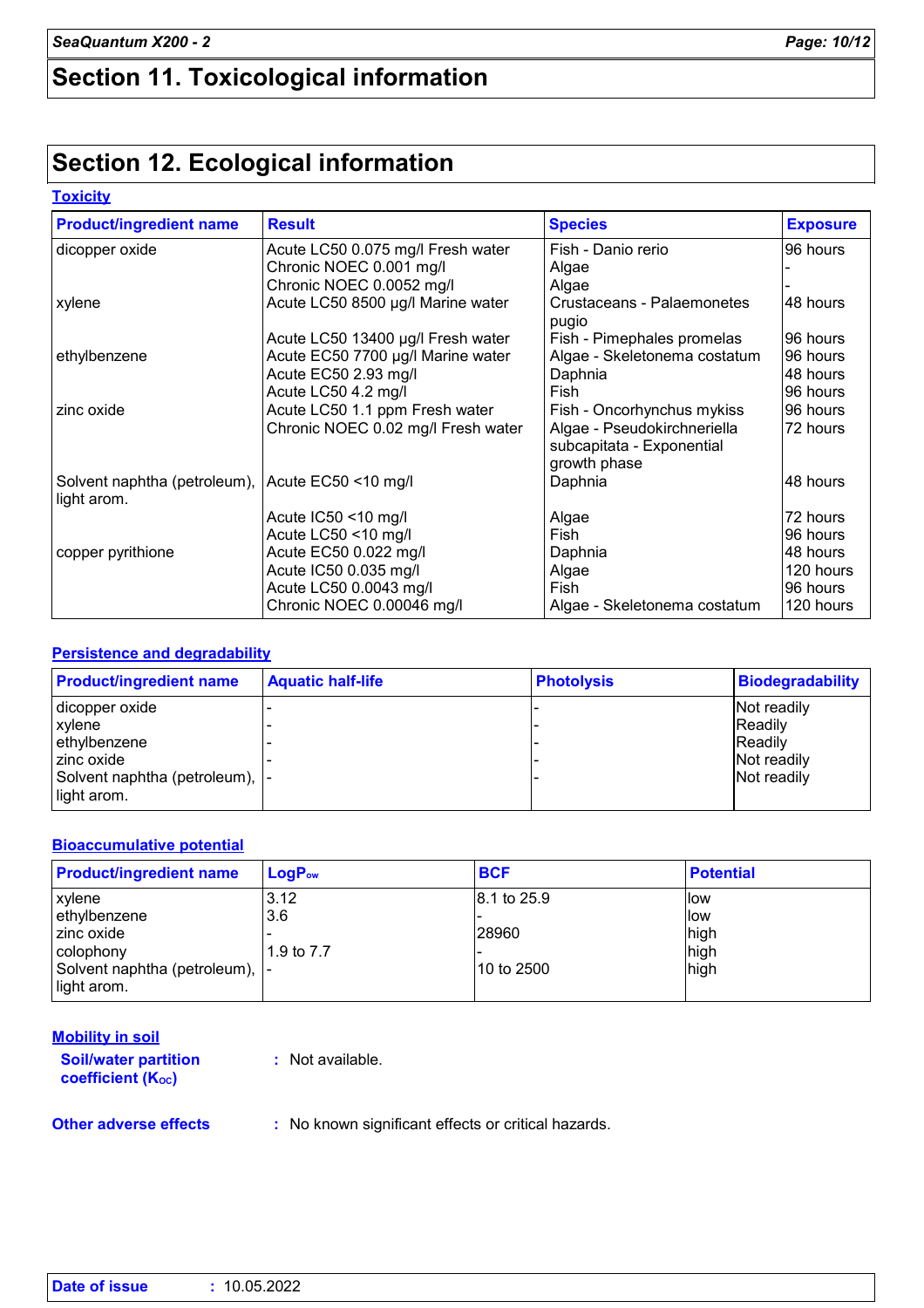# Section 11. Toxicological information

# Section 12. Ecological information

### Toxicity

| Product/ingredient name | Result | Species | Exposure |
|---|---|---|---|
| dicopper oxide | Acute LC50 0.075 mg/l Fresh water | Fish - Danio rerio | 96 hours |
| | Chronic NOEC 0.001 mg/l | Algae | - |
| | Chronic NOEC 0.0052 mg/l | Algae | - |
| xylene | Acute LC50 8500 µg/l Marine water | Crustaceans - Palaemonetes pugio | 48 hours |
| | Acute LC50 13400 µg/l Fresh water | Fish - Pimephales promelas | 96 hours |
| ethylbenzene | Acute EC50 7700 µg/l Marine water | Algae - Skeletonema costatum | 96 hours |
| | Acute EC50 2.93 mg/l | Daphnia | 48 hours |
| | Acute LC50 4.2 mg/l | Fish | 96 hours |
| zinc oxide | Acute LC50 1.1 ppm Fresh water | Fish - Oncorhynchus mykiss | 96 hours |
| | Chronic NOEC 0.02 mg/l Fresh water | Algae - Pseudokirchneriella subcapitata - Exponential growth phase | 72 hours |
| Solvent naphtha (petroleum), light arom. | Acute EC50 <10 mg/l | Daphnia | 48 hours |
| | Acute IC50 <10 mg/l | Algae | 72 hours |
| | Acute LC50 <10 mg/l | Fish | 96 hours |
| copper pyrithione | Acute EC50 0.022 mg/l | Daphnia | 48 hours |
| | Acute IC50 0.035 mg/l | Algae | 120 hours |
| | Acute LC50 0.0043 mg/l | Fish | 96 hours |
| | Chronic NOEC 0.00046 mg/l | Algae - Skeletonema costatum | 120 hours |

### Persistence and degradability

| Product/ingredient name | Aquatic half-life | Photolysis | Biodegradability |
|---|---|---|---|
| dicopper oxide | - | - | Not readily |
| xylene | - | - | Readily |
| ethylbenzene | - | - | Readily |
| zinc oxide | - | - | Not readily |
| Solvent naphtha (petroleum), light arom. | - | - | Not readily |

### Bioaccumulative potential

| Product/ingredient name | $LogP_{ow}$ | BCF | Potential |
|---|---|---|---|
| xylene | 3.12 | 8.1 to 25.9 | low |
| ethylbenzene | 3.6 | - | low |
| zinc oxide | - | 28960 | high |
| colophony | 1.9 to 7.7 | - | high |
| Solvent naphtha (petroleum), light arom. | - | 10 to 2500 | high |

### Mobility in soil

**Soil/water partition coefficient ($K_{OC}$)** : Not available.

**Other adverse effects** : No known significant effects or critical hazards.

**Date of issue** : 10.05.2022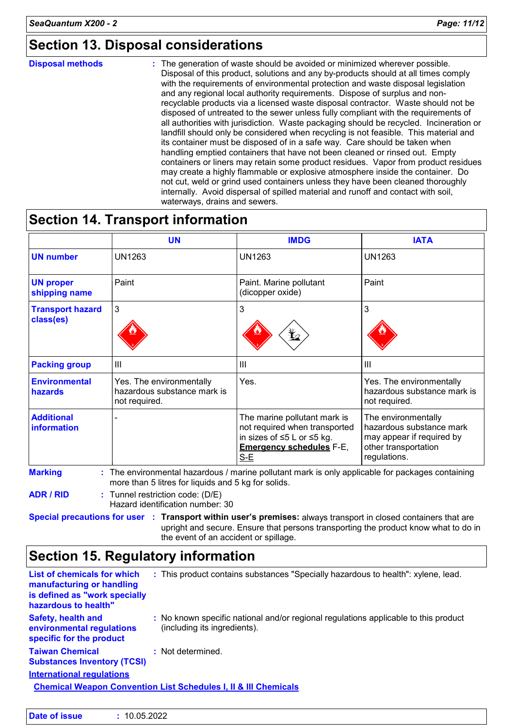## Section 13. Disposal considerations

**Disposal methods** : The generation of waste should be avoided or minimized wherever possible. Disposal of this product, solutions and any by-products should at all times comply with the requirements of environmental protection and waste disposal legislation and any regional local authority requirements. Dispose of surplus and non-recyclable products via a licensed waste disposal contractor. Waste should not be disposed of untreated to the sewer unless fully compliant with the requirements of all authorities with jurisdiction. Waste packaging should be recycled. Incineration or landfill should only be considered when recycling is not feasible. This material and its container must be disposed of in a safe way. Care should be taken when handling emptied containers that have not been cleaned or rinsed out. Empty containers or liners may retain some product residues. Vapor from product residues may create a highly flammable or explosive atmosphere inside the container. Do not cut, weld or grind used containers unless they have been cleaned thoroughly internally. Avoid dispersal of spilled material and runoff and contact with soil, waterways, drains and sewers.

## Section 14. Transport information

| | UN | IMDG | IATA |
|---|---|---|---|
| **UN number** | UN1263 | UN1263 | UN1263 |
| **UN proper shipping name** | Paint | Paint. Marine pollutant (dicopper oxide) | Paint |
| **Transport hazard class(es)** | 3 | 3 | 3 |
| **Packing group** | III | III | III |
| **Environmental hazards** | Yes. The environmentally hazardous substance mark is not required. | Yes. | Yes. The environmentally hazardous substance mark is not required. |
| **Additional information** | - | The marine pollutant mark is not required when transported in sizes of ≤5 L or ≤5 kg. **Emergency schedules** F-E, S-E | The environmentally hazardous substance mark may appear if required by other transportation regulations. |

**Marking** : The environmental hazardous / marine pollutant mark is only applicable for packages containing more than 5 litres for liquids and 5 kg for solids.

**ADR / RID** : Tunnel restriction code: (D/E)
Hazard identification number: 30

**Special precautions for user** : **Transport within user's premises:** always transport in closed containers that are upright and secure. Ensure that persons transporting the product know what to do in the event of an accident or spillage.

## Section 15. Regulatory information

**List of chemicals for which manufacturing or handling is defined as "work specially hazardous to health"** : This product contains substances "Specially hazardous to health": xylene, lead.

**Safety, health and environmental regulations specific for the product** : No known specific national and/or regional regulations applicable to this product (including its ingredients).

**Taiwan Chemical Substances Inventory (TCSI)** : Not determined.

**International regulations**

**Chemical Weapon Convention List Schedules I, II & III Chemicals**

**Date of issue** : 10.05.2022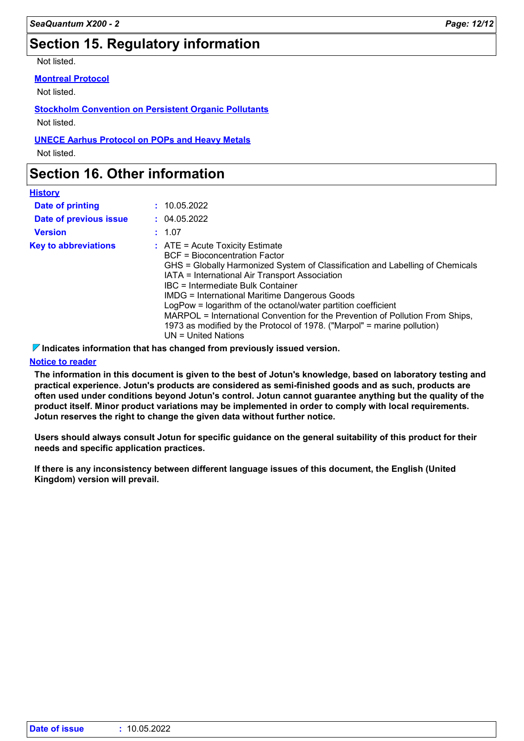## Section 15. Regulatory information

Not listed.

**Montreal Protocol**

Not listed.

**Stockholm Convention on Persistent Organic Pollutants**

Not listed.

**UNECE Aarhus Protocol on POPs and Heavy Metals**

Not listed.

## Section 16. Other information

**History**

**Date of printing** : 10.05.2022

**Date of previous issue** : 04.05.2022

**Version** : 1.07

**Key to abbreviations** :
ATE = Acute Toxicity Estimate
BCF = Bioconcentration Factor
GHS = Globally Harmonized System of Classification and Labelling of Chemicals
IATA = International Air Transport Association
IBC = Intermediate Bulk Container
IMDG = International Maritime Dangerous Goods
LogPow = logarithm of the octanol/water partition coefficient
MARPOL = International Convention for the Prevention of Pollution From Ships, 1973 as modified by the Protocol of 1978. ("Marpol" = marine pollution)
UN = United Nations

**Indicates information that has changed from previously issued version.**

**Notice to reader**

**The information in this document is given to the best of Jotun's knowledge, based on laboratory testing and practical experience. Jotun's products are considered as semi-finished goods and as such, products are often used under conditions beyond Jotun's control. Jotun cannot guarantee anything but the quality of the product itself. Minor product variations may be implemented in order to comply with local requirements. Jotun reserves the right to change the given data without further notice.**

**Users should always consult Jotun for specific guidance on the general suitability of this product for their needs and specific application practices.**

**If there is any inconsistency between different language issues of this document, the English (United Kingdom) version will prevail.**

**Date of issue** : 10.05.2022